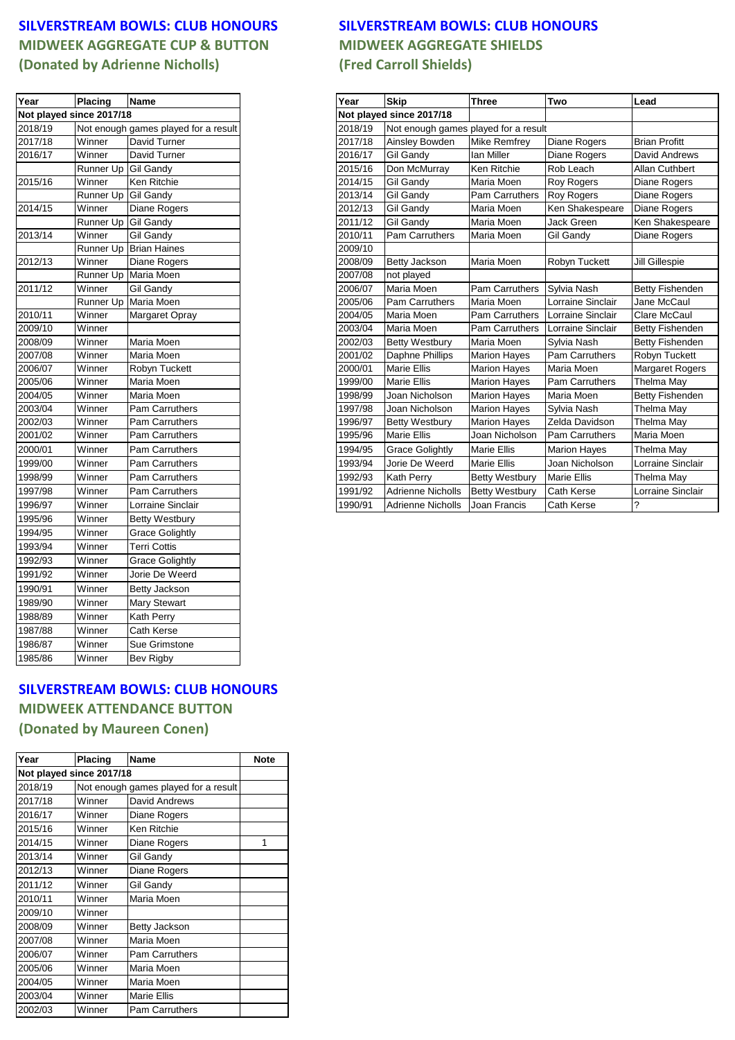## SILVERSTREAM BOWLS: CLUB HONOURS
### MIDWEEK AGGREGATE CUP & BUTTON
### (Donated by Adrienne Nicholls)

| Year | Placing | Name |
|---|---|---|
| Not played since 2017/18 | | |
| 2018/19 | Not enough games played for a result | |
| 2017/18 | Winner | David Turner |
| 2016/17 | Winner | David Turner |
| | Runner Up | Gil Gandy |
| 2015/16 | Winner | Ken Ritchie |
| | Runner Up | Gil Gandy |
| 2014/15 | Winner | Diane Rogers |
| | Runner Up | Gil Gandy |
| 2013/14 | Winner | Gil Gandy |
| | Runner Up | Brian Haines |
| 2012/13 | Winner | Diane Rogers |
| | Runner Up | Maria Moen |
| 2011/12 | Winner | Gil Gandy |
| | Runner Up | Maria Moen |
| 2010/11 | Winner | Margaret Opray |
| 2009/10 | Winner | |
| 2008/09 | Winner | Maria Moen |
| 2007/08 | Winner | Maria Moen |
| 2006/07 | Winner | Robyn Tuckett |
| 2005/06 | Winner | Maria Moen |
| 2004/05 | Winner | Maria Moen |
| 2003/04 | Winner | Pam Carruthers |
| 2002/03 | Winner | Pam Carruthers |
| 2001/02 | Winner | Pam Carruthers |
| 2000/01 | Winner | Pam Carruthers |
| 1999/00 | Winner | Pam Carruthers |
| 1998/99 | Winner | Pam Carruthers |
| 1997/98 | Winner | Pam Carruthers |
| 1996/97 | Winner | Lorraine Sinclair |
| 1995/96 | Winner | Betty Westbury |
| 1994/95 | Winner | Grace Golightly |
| 1993/94 | Winner | Terri Cottis |
| 1992/93 | Winner | Grace Golightly |
| 1991/92 | Winner | Jorie De Weerd |
| 1990/91 | Winner | Betty Jackson |
| 1989/90 | Winner | Mary Stewart |
| 1988/89 | Winner | Kath Perry |
| 1987/88 | Winner | Cath Kerse |
| 1986/87 | Winner | Sue Grimstone |
| 1985/86 | Winner | Bev Rigby |

## SILVERSTREAM BOWLS: CLUB HONOURS
### MIDWEEK AGGREGATE SHIELDS
### (Fred Carroll Shields)

| Year | Skip | Three | Two | Lead |
|---|---|---|---|---|
| Not played since 2017/18 | | | | |
| 2018/19 | Not enough games played for a result | | | |
| 2017/18 | Ainsley Bowden | Mike Remfrey | Diane Rogers | Brian Profitt |
| 2016/17 | Gil Gandy | Ian Miller | Diane Rogers | David Andrews |
| 2015/16 | Don McMurray | Ken Ritchie | Rob Leach | Allan Cuthbert |
| 2014/15 | Gil Gandy | Maria Moen | Roy Rogers | Diane Rogers |
| 2013/14 | Gil Gandy | Pam Carruthers | Roy Rogers | Diane Rogers |
| 2012/13 | Gil Gandy | Maria Moen | Ken Shakespeare | Diane Rogers |
| 2011/12 | Gil Gandy | Maria Moen | Jack Green | Ken Shakespeare |
| 2010/11 | Pam Carruthers | Maria Moen | Gil Gandy | Diane Rogers |
| 2009/10 | | | | |
| 2008/09 | Betty Jackson | Maria Moen | Robyn Tuckett | Jill Gillespie |
| 2007/08 | not played | | | |
| 2006/07 | Maria Moen | Pam Carruthers | Sylvia Nash | Betty Fishenden |
| 2005/06 | Pam Carruthers | Maria Moen | Lorraine Sinclair | Jane McCaul |
| 2004/05 | Maria Moen | Pam Carruthers | Lorraine Sinclair | Clare McCaul |
| 2003/04 | Maria Moen | Pam Carruthers | Lorraine Sinclair | Betty Fishenden |
| 2002/03 | Betty Westbury | Maria Moen | Sylvia Nash | Betty Fishenden |
| 2001/02 | Daphne Phillips | Marion Hayes | Pam Carruthers | Robyn Tuckett |
| 2000/01 | Marie Ellis | Marion Hayes | Maria Moen | Margaret Rogers |
| 1999/00 | Marie Ellis | Marion Hayes | Pam Carruthers | Thelma May |
| 1998/99 | Joan Nicholson | Marion Hayes | Maria Moen | Betty Fishenden |
| 1997/98 | Joan Nicholson | Marion Hayes | Sylvia Nash | Thelma May |
| 1996/97 | Betty Westbury | Marion Hayes | Zelda Davidson | Thelma May |
| 1995/96 | Marie Ellis | Joan Nicholson | Pam Carruthers | Maria Moen |
| 1994/95 | Grace Golightly | Marie Ellis | Marion Hayes | Thelma May |
| 1993/94 | Jorie De Weerd | Marie Ellis | Joan Nicholson | Lorraine Sinclair |
| 1992/93 | Kath Perry | Betty Westbury | Marie Ellis | Thelma May |
| 1991/92 | Adrienne Nicholls | Betty Westbury | Cath Kerse | Lorraine Sinclair |
| 1990/91 | Adrienne Nicholls | Joan Francis | Cath Kerse | ? |

## SILVERSTREAM BOWLS: CLUB HONOURS
### MIDWEEK ATTENDANCE BUTTON
### (Donated by Maureen Conen)

| Year | Placing | Name | Note |
|---|---|---|---|
| Not played since 2017/18 | | | |
| 2018/19 | Not enough games played for a result | | |
| 2017/18 | Winner | David Andrews | |
| 2016/17 | Winner | Diane Rogers | |
| 2015/16 | Winner | Ken Ritchie | |
| 2014/15 | Winner | Diane Rogers | 1 |
| 2013/14 | Winner | Gil Gandy | |
| 2012/13 | Winner | Diane Rogers | |
| 2011/12 | Winner | Gil Gandy | |
| 2010/11 | Winner | Maria Moen | |
| 2009/10 | Winner | | |
| 2008/09 | Winner | Betty Jackson | |
| 2007/08 | Winner | Maria Moen | |
| 2006/07 | Winner | Pam Carruthers | |
| 2005/06 | Winner | Maria Moen | |
| 2004/05 | Winner | Maria Moen | |
| 2003/04 | Winner | Marie Ellis | |
| 2002/03 | Winner | Pam Carruthers | |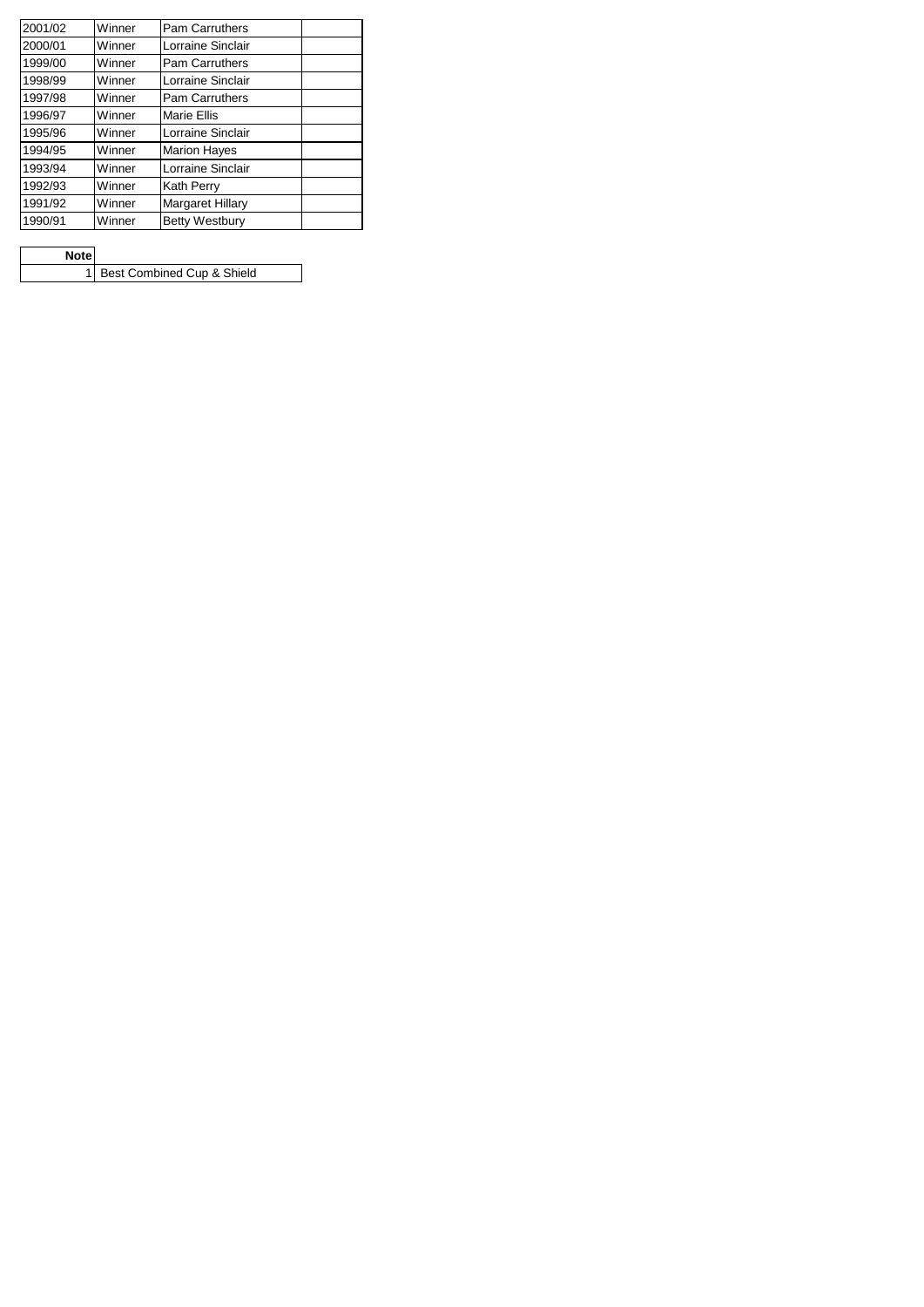| | | | |
|---|---|---|---|
| 2001/02 | Winner | Pam Carruthers | |
| 2000/01 | Winner | Lorraine Sinclair | |
| 1999/00 | Winner | Pam Carruthers | |
| 1998/99 | Winner | Lorraine Sinclair | |
| 1997/98 | Winner | Pam Carruthers | |
| 1996/97 | Winner | Marie Ellis | |
| 1995/96 | Winner | Lorraine Sinclair | |
| 1994/95 | Winner | Marion Hayes | |
| 1993/94 | Winner | Lorraine Sinclair | |
| 1992/93 | Winner | Kath Perry | |
| 1991/92 | Winner | Margaret Hillary | |
| 1990/91 | Winner | Betty Westbury | |

| **Note** | |
|---|---|
| 1 | Best Combined Cup & Shield |